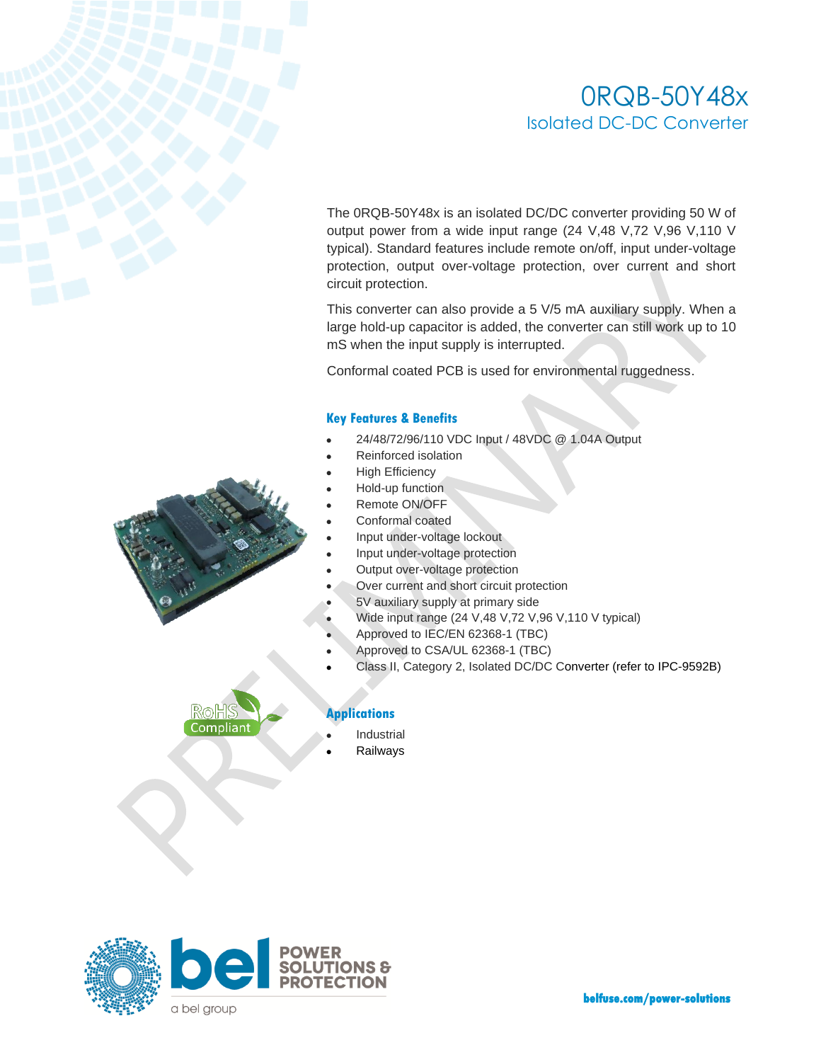# 0RQB-50Y48x

## Isolated DC-DC Converter

The 0RQB-50Y48x is an isolated DC/DC converter providing 50 W of output power from a wide input range (24 V,48 V,72 V,96 V,110 V typical). Standard features include remote on/off, input under-voltage protection, output over-voltage protection, over current and short circuit protection.

This converter can also provide a 5 V/5 mA auxiliary supply. When a large hold-up capacitor is added, the converter can still work up to 10 mS when the input supply is interrupted.

Conformal coated PCB is used for environmental ruggedness.

### Key Features & Benefits

- 24/48/72/96/110 VDC Input / 48VDC @ 1.04A Output
- Reinforced isolation
- High Efficiency
- Hold-up function
- Remote ON/OFF
- Conformal coated
- Input under-voltage lockout
- Input under-voltage protection
- Output over-voltage protection
- Over current and short circuit protection
- 5V auxiliary supply at primary side
- Wide input range (24 V,48 V,72 V,96 V,110 V typical)
- Approved to IEC/EN 62368-1 (TBC)
- Approved to CSA/UL 62368-1 (TBC)
- Class II, Category 2, Isolated DC/DC Converter (refer to IPC-9592B)

RoHS Compliant

### Applications

- Industrial
- Railways

belfuse.com/power-solutions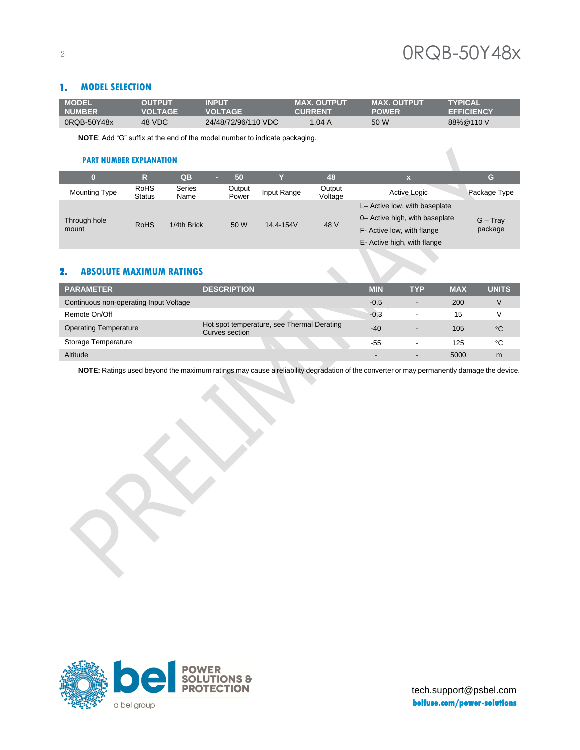## 1. MODEL SELECTION

| MODEL NUMBER | OUTPUT VOLTAGE | INPUT VOLTAGE | MAX. OUTPUT CURRENT | MAX. OUTPUT POWER | TYPICAL EFFICIENCY |
|---|---|---|---|---|---|
| 0RQB-50Y48x | 48 VDC | 24/48/72/96/110 VDC | 1.04 A | 50 W | 88%@110 V |

**NOTE**: Add "G" suffix at the end of the model number to indicate packaging.

### PART NUMBER EXPLANATION

| 0 | R | QB | - | 50 | Y | 48 | x | G |
|---|---|---|---|---|---|---|---|---|
| Mounting Type | RoHS Status | Series Name | | Output Power | Input Range | Output Voltage | Active Logic | Package Type |
| Through hole mount | RoHS | 1/4th Brick | | 50 W | 14.4-154V | 48 V | L– Active low, with baseplate<br>0– Active high, with baseplate<br>F- Active low, with flange<br>E- Active high, with flange | G – Tray package |

## 2. ABSOLUTE MAXIMUM RATINGS

| PARAMETER | DESCRIPTION | MIN | TYP | MAX | UNITS |
|---|---|---|---|---|---|
| Continuous non-operating Input Voltage | | -0.5 | - | 200 | V |
| Remote On/Off | | -0.3 | - | 15 | V |
| Operating Temperature | Hot spot temperature, see Thermal Derating Curves section | -40 | - | 105 | °C |
| Storage Temperature | | -55 | - | 125 | °C |
| Altitude | | - | - | 5000 | m |

**NOTE:** Ratings used beyond the maximum ratings may cause a reliability degradation of the converter or may permanently damage the device.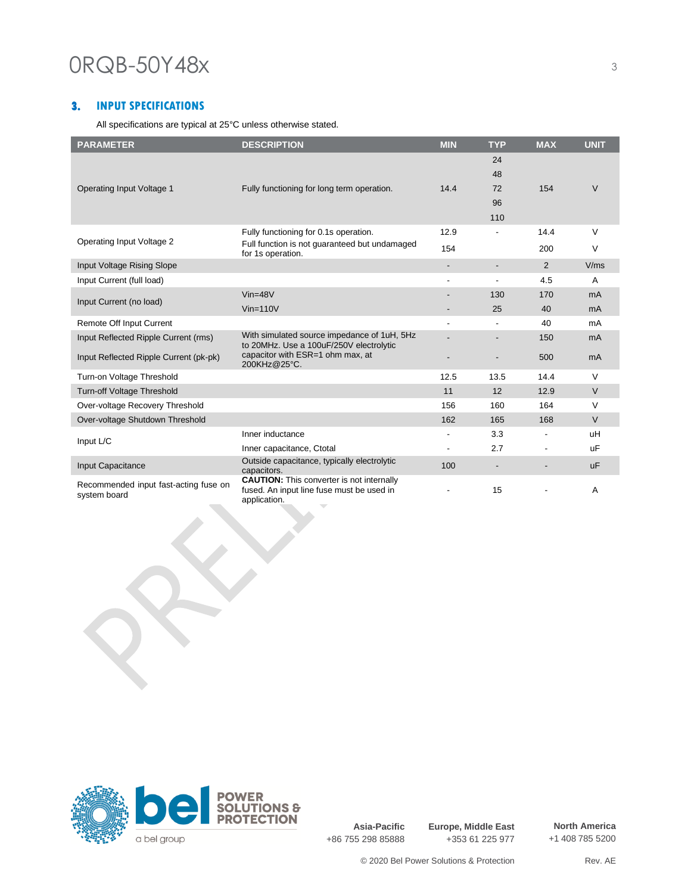## 3. INPUT SPECIFICATIONS

All specifications are typical at 25°C unless otherwise stated.

| PARAMETER | DESCRIPTION | MIN | TYP | MAX | UNIT |
|---|---|---|---|---|---|
| Operating Input Voltage 1 | Fully functioning for long term operation. | 14.4 | 24<br>48<br>72<br>96<br>110 | 154 | V |
| Operating Input Voltage 2 | Fully functioning for 0.1s operation. | 12.9 | - | 14.4 | V |
| | Full function is not guaranteed but undamaged for 1s operation. | 154 | | 200 | V |
| Input Voltage Rising Slope | | - | - | 2 | V/ms |
| Input Current (full load) | | - | - | 4.5 | A |
| Input Current (no load) | Vin=48V | - | 130 | 170 | mA |
| | Vin=110V | - | 25 | 40 | mA |
| Remote Off Input Current | | - | - | 40 | mA |
| Input Reflected Ripple Current (rms) | With simulated source impedance of 1uH, 5Hz to 20MHz. Use a 100uF/250V electrolytic capacitor with ESR=1 ohm max, at 200KHz@25°C. | - | - | 150 | mA |
| Input Reflected Ripple Current (pk-pk) | | - | - | 500 | mA |
| Turn-on Voltage Threshold | | 12.5 | 13.5 | 14.4 | V |
| Turn-off Voltage Threshold | | 11 | 12 | 12.9 | V |
| Over-voltage Recovery Threshold | | 156 | 160 | 164 | V |
| Over-voltage Shutdown Threshold | | 162 | 165 | 168 | V |
| Input L/C | Inner inductance | - | 3.3 | - | uH |
| | Inner capacitance, Ctotal | - | 2.7 | - | uF |
| Input Capacitance | Outside capacitance, typically electrolytic capacitors. | 100 | - | - | uF |
| Recommended input fast-acting fuse on system board | **CAUTION:** This converter is not internally fused. An input line fuse must be used in application. | - | 15 | - | A |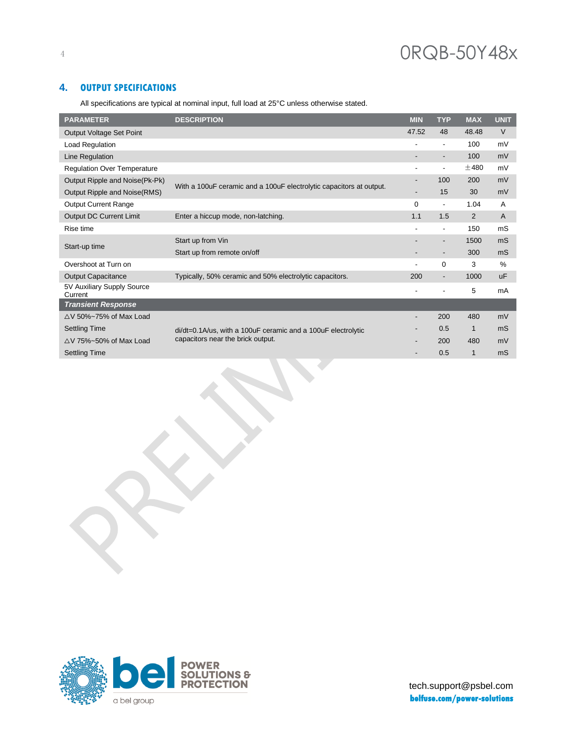## 4. OUTPUT SPECIFICATIONS

All specifications are typical at nominal input, full load at 25°C unless otherwise stated.

| PARAMETER | DESCRIPTION | MIN | TYP | MAX | UNIT |
|---|---|---|---|---|---|
| Output Voltage Set Point | | 47.52 | 48 | 48.48 | V |
| Load Regulation | | - | - | 100 | mV |
| Line Regulation | | - | - | 100 | mV |
| Regulation Over Temperature | | - | - | ±480 | mV |
| Output Ripple and Noise(Pk-Pk) | With a 100uF ceramic and a 100uF electrolytic capacitors at output. | - | 100 | 200 | mV |
| Output Ripple and Noise(RMS) | | - | 15 | 30 | mV |
| Output Current Range | | 0 | - | 1.04 | A |
| Output DC Current Limit | Enter a hiccup mode, non-latching. | 1.1 | 1.5 | 2 | A |
| Rise time | | - | - | 150 | mS |
| Start-up time | Start up from Vin | - | - | 1500 | mS |
| | Start up from remote on/off | - | - | 300 | mS |
| Overshoot at Turn on | | - | 0 | 3 | % |
| Output Capacitance | Typically, 50% ceramic and 50% electrolytic capacitors. | 200 | - | 1000 | uF |
| 5V Auxiliary Supply Source Current | | - | - | 5 | mA |
| ***Transient Response*** | | | | | |
| △V 50%~75% of Max Load | di/dt=0.1A/us, with a 100uF ceramic and a 100uF electrolytic capacitors near the brick output. | - | 200 | 480 | mV |
| Settling Time | | - | 0.5 | 1 | mS |
| △V 75%~50% of Max Load | | - | 200 | 480 | mV |
| Settling Time | | - | 0.5 | 1 | mS |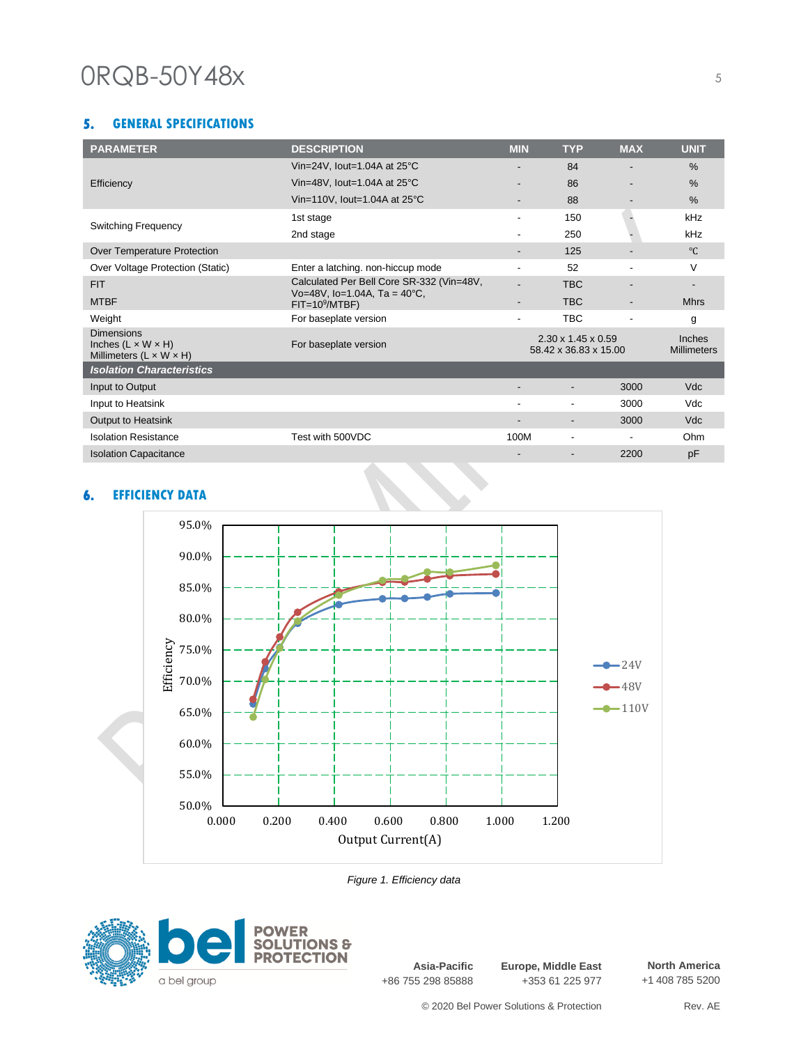## 5. GENERAL SPECIFICATIONS

| PARAMETER | DESCRIPTION | MIN | TYP | MAX | UNIT |
|---|---|---|---|---|---|
| Efficiency | Vin=24V, Iout=1.04A at 25°C | - | 84 | - | % |
| | Vin=48V, Iout=1.04A at 25°C | - | 86 | - | % |
| | Vin=110V, Iout=1.04A at 25°C | - | 88 | - | % |
| Switching Frequency | 1st stage | - | 150 | - | kHz |
| | 2nd stage | - | 250 | - | kHz |
| Over Temperature Protection | | - | 125 | - | ℃ |
| Over Voltage Protection (Static) | Enter a latching. non-hiccup mode | - | 52 | - | V |
| FIT | Calculated Per Bell Core SR-332 (Vin=48V, Vo=48V, Io=1.04A, Ta = 40°C, FIT=$10^9$/MTBF) | - | TBC | - | - |
| MTBF | | - | TBC | - | Mhrs |
| Weight | For baseplate version | - | TBC | - | g |
| Dimensions<br>Inches (L × W × H)<br>Millimeters (L × W × H) | For baseplate version | | 2.30 x 1.45 x 0.59<br>58.42 x 36.83 x 15.00 | | Inches<br>Millimeters |
| ***Isolation Characteristics*** | | | | | |
| Input to Output | | - | - | 3000 | Vdc |
| Input to Heatsink | | - | - | 3000 | Vdc |
| Output to Heatsink | | - | - | 3000 | Vdc |
| Isolation Resistance | Test with 500VDC | 100M | - | - | Ohm |
| Isolation Capacitance | | - | - | 2200 | pF |

## 6. EFFICIENCY DATA

95.0%
90.0%
85.0%
80.0%
75.0%
70.0%
65.0%
60.0%
55.0%
50.0%

Efficiency

0.000 0.200 0.400 0.600 0.800 1.000 1.200

Output Current(A)

24V
48V
110V

*Figure 1. Efficiency data*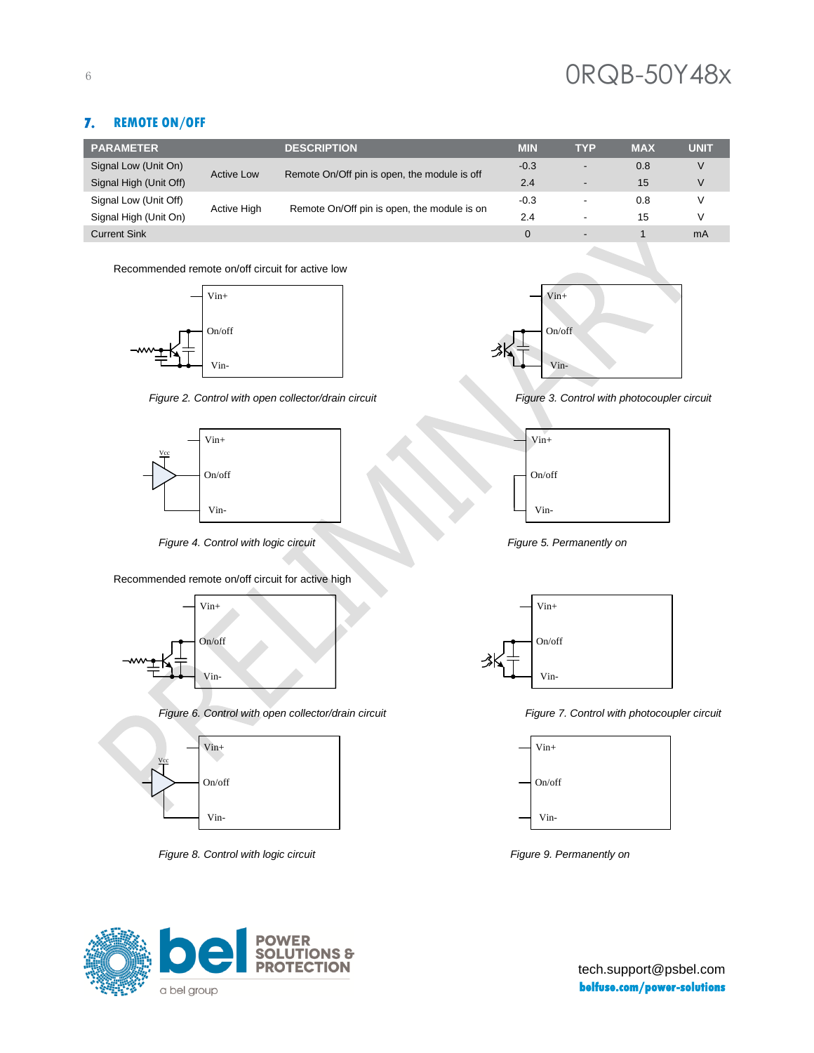## 7. REMOTE ON/OFF

| PARAMETER | | DESCRIPTION | MIN | TYP | MAX | UNIT |
|---|---|---|---|---|---|---|
| Signal Low (Unit On) | Active Low | Remote On/Off pin is open, the module is off | -0.3 | - | 0.8 | V |
| Signal High (Unit Off) | | | 2.4 | - | 15 | V |
| Signal Low (Unit Off) | Active High | Remote On/Off pin is open, the module is on | -0.3 | - | 0.8 | V |
| Signal High (Unit On) | | | 2.4 | - | 15 | V |
| Current Sink | | | 0 | - | 1 | mA |

Recommended remote on/off circuit for active low

Vin+
On/off
Vin-

*Figure 2. Control with open collector/drain circuit*

Vin+
On/off
Vin-

*Figure 3. Control with photocoupler circuit*

Vcc
Vin+
On/off
Vin-

*Figure 4. Control with logic circuit*

Vin+
On/off
Vin-

*Figure 5. Permanently on*

Recommended remote on/off circuit for active high

Vin+
On/off
Vin-

*Figure 6. Control with open collector/drain circuit*

Vin+
On/off
Vin-

*Figure 7. Control with photocoupler circuit*

Vcc
Vin+
On/off
Vin-

*Figure 8. Control with logic circuit*

Vin+
On/off
Vin-

*Figure 9. Permanently on*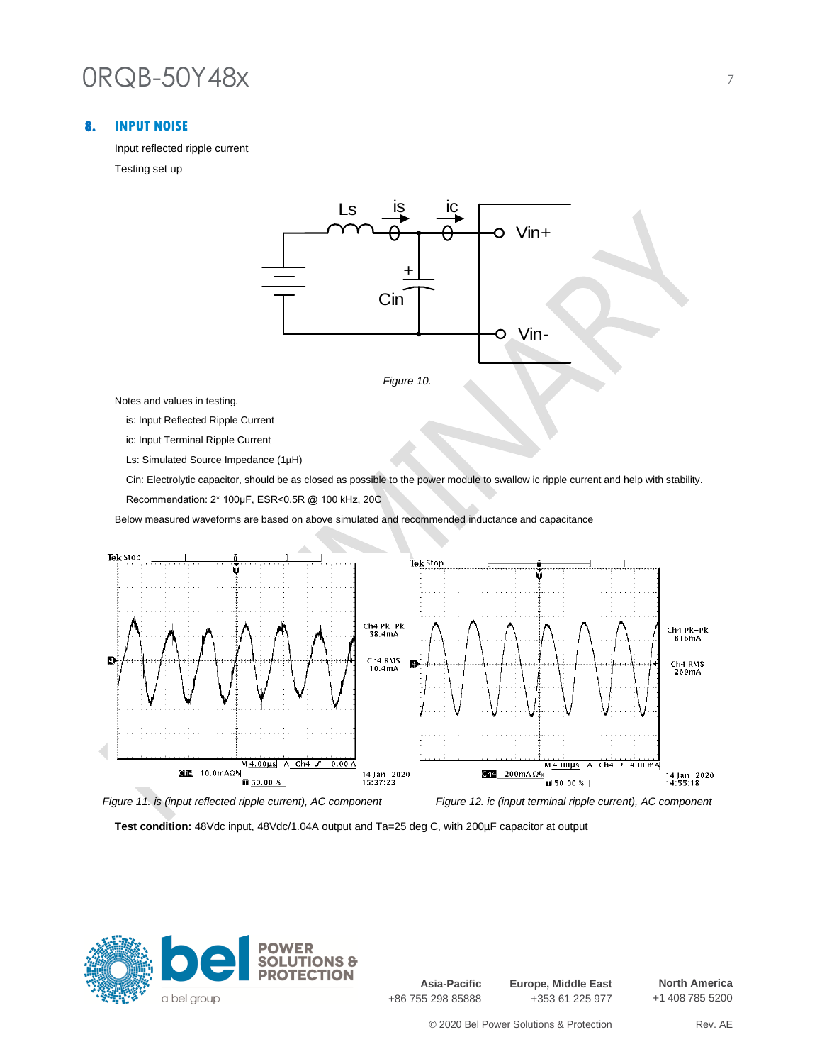## 8. INPUT NOISE

Input reflected ripple current

Testing set up

Ls
is
ic
Vin+
+
Cin
Vin-

*Figure 10.*

Notes and values in testing.

is: Input Reflected Ripple Current

ic: Input Terminal Ripple Current

Ls: Simulated Source Impedance (1µH)

Cin: Electrolytic capacitor, should be as closed as possible to the power module to swallow ic ripple current and help with stability.

Recommendation: 2* 100µF, ESR<0.5R @ 100 kHz, 20C

Below measured waveforms are based on above simulated and recommended inductance and capacitance

Tek Stop
Ch4 Pk−Pk 38.4mA
Ch4 RMS 10.4mA
Ch4 10.0mAΩ
M 4.00µs A Ch4 ƒ 0.00 A
50.00 %
14 Jan 2020 15:37:23

*Figure 11. is (input reflected ripple current), AC component*

Tek Stop
Ch4 Pk−Pk 816mA
Ch4 RMS 269mA
Ch4 200mA Ω
M 4.00µs A Ch4 ƒ 4.00mA
50.00 %
14 Jan 2020 14:55:18

*Figure 12. ic (input terminal ripple current), AC component*

**Test condition:** 48Vdc input, 48Vdc/1.04A output and Ta=25 deg C, with 200µF capacitor at output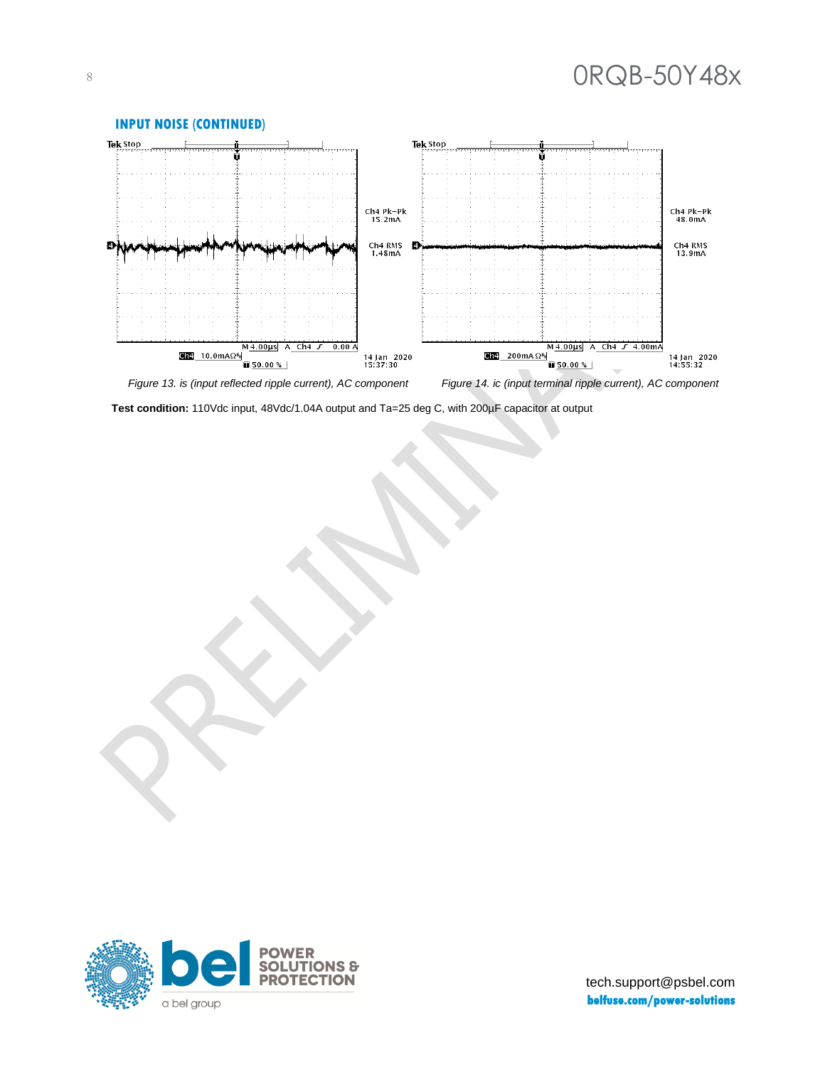## INPUT NOISE (CONTINUED)

Tek Stop

Ch4 Pk−Pk
15.2mA

Ch4 RMS
1.48mA

M 4.00µs A Ch4 ƒ 0.00 A
Ch4 10.0mAΩ
50.00 %
14 Jan 2020
15:37:30

*Figure 13. is (input reflected ripple current), AC component*

Tek Stop

Ch4 Pk−Pk
48.0mA

Ch4 RMS
13.9mA

M 4.00µs A Ch4 ƒ 4.00mA
Ch4 200mA Ω
50.00 %
14 Jan 2020
14:55:32

*Figure 14. ic (input terminal ripple current), AC component*

**Test condition:** 110Vdc input, 48Vdc/1.04A output and Ta=25 deg C, with 200µF capacitor at output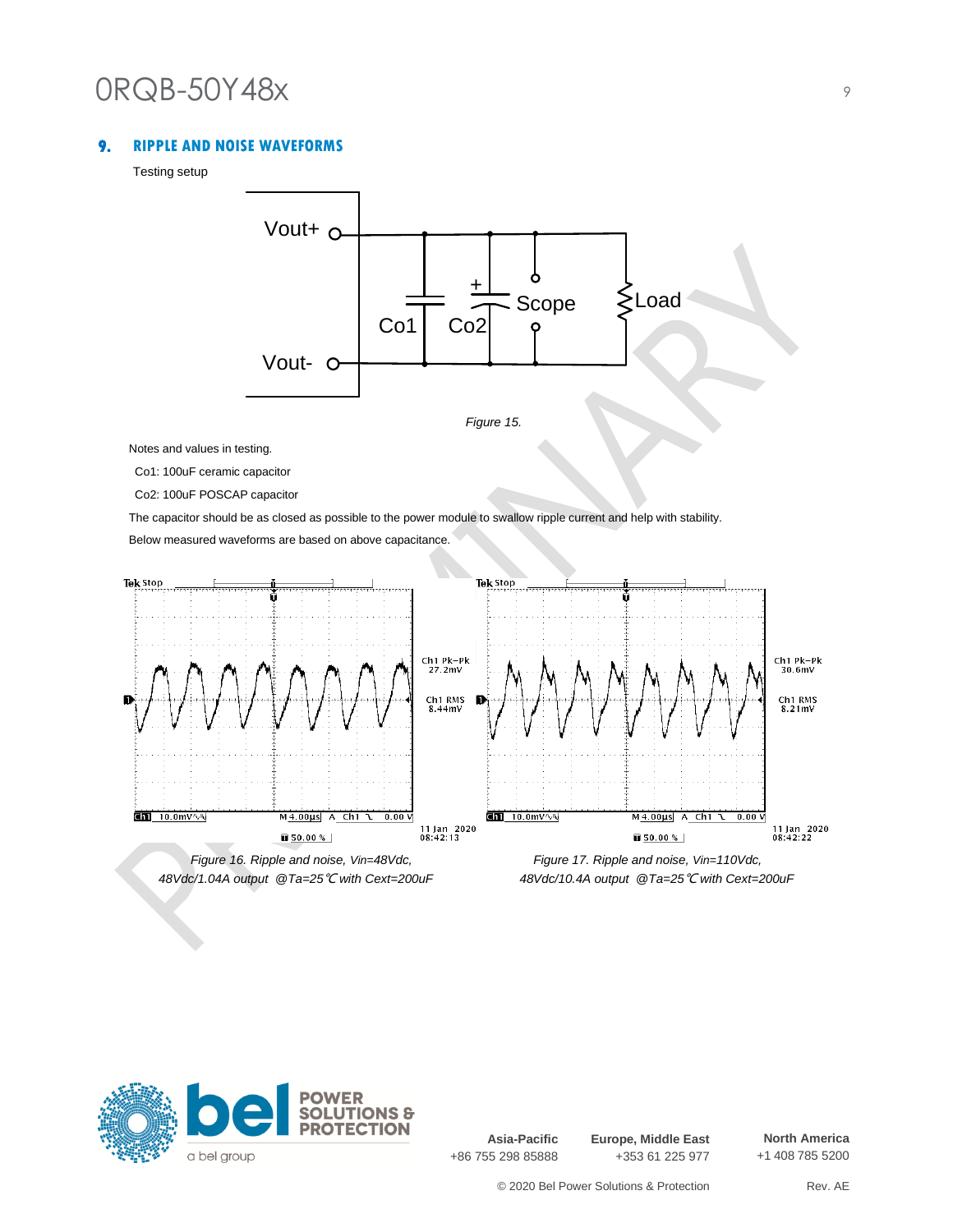## 9. RIPPLE AND NOISE WAVEFORMS

Testing setup

Vout+
Vout-
Co1
Co2
Scope
Load

*Figure 15.*

Notes and values in testing.

Co1: 100uF ceramic capacitor

Co2: 100uF POSCAP capacitor

The capacitor should be as closed as possible to the power module to swallow ripple current and help with stability.

Below measured waveforms are based on above capacitance.

Tek Stop
Ch1 Pk−Pk 27.2mV
Ch1 RMS 8.44mV
Ch1 10.0mV
M 4.00µs A Ch1 0.00 V
50.00 %
11 Jan 2020 08:42:13

*Figure 16. Ripple and noise, Vin=48Vdc, 48Vdc/1.04A output @Ta=25℃ with Cext=200uF*

Tek Stop
Ch1 Pk−Pk 30.6mV
Ch1 RMS 8.21mV
Ch1 10.0mV
M 4.00µs A Ch1 0.00 V
50.00 %
11 Jan 2020 08:42:22

*Figure 17. Ripple and noise, Vin=110Vdc, 48Vdc/10.4A output @Ta=25℃ with Cext=200uF*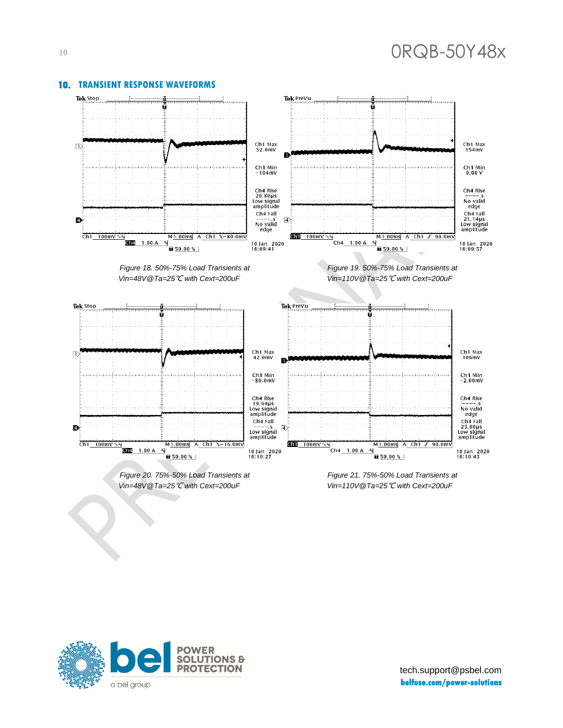## 10. TRANSIENT RESPONSE WAVEFORMS

Tek Stop

Ch1 Max
52.0mV

Ch1 Min
−104mV

Ch4 Rise
20.80µs
Low signal amplitude

Ch4 Fall
----.s
No valid edge

Ch1 100mV Ch4 1.00 A M 1.00ms A Ch1 −80.0mV
50.00 %
10 Jan 2020
16:09:41

Figure 18. 50%-75% Load Transients at Vin=48V@Ta=25℃ with Cext=200uF

Tek PreVu

Ch1 Max
154mV

Ch1 Min
0.00 V

Ch4 Rise
----.s
No valid edge

Ch4 Fall
21.14µs
Low signal amplitude

Ch1 100mV Ch4 1.00 A M 1.00ms A Ch1 90.0mV
50.00 %
10 Jan 2020
16:09:57

Figure 19. 50%-75% Load Transients at Vin=110V@Ta=25℃ with Cext=200uF

Tek Stop

Ch1 Max
42.0mV

Ch1 Min
−80.0mV

Ch4 Rise
19.64µs
Low signal amplitude

Ch4 Fall
----.s
Low signal amplitude

Ch1 100mV Ch4 1.00 A M 1.00ms A Ch1 −16.0mV
50.00 %
10 Jan 2020
16:10:27

Figure 20. 75%-50% Load Transients at Vin=48V@Ta=25℃ with Cext=200uF

Tek PreVu

Ch1 Max
106mV

Ch1 Min
−2.00mV

Ch4 Rise
----.s
No valid edge

Ch4 Fall
23.60µs
Low signal amplitude

Ch1 100mV Ch4 1.00 A M 1.00ms A Ch1 90.0mV
50.00 %
10 Jan 2020
16:10:43

Figure 21. 75%-50% Load Transients at Vin=110V@Ta=25℃ with Cext=200uF

tech.support@psbel.com
**belfuse.com/power-solutions**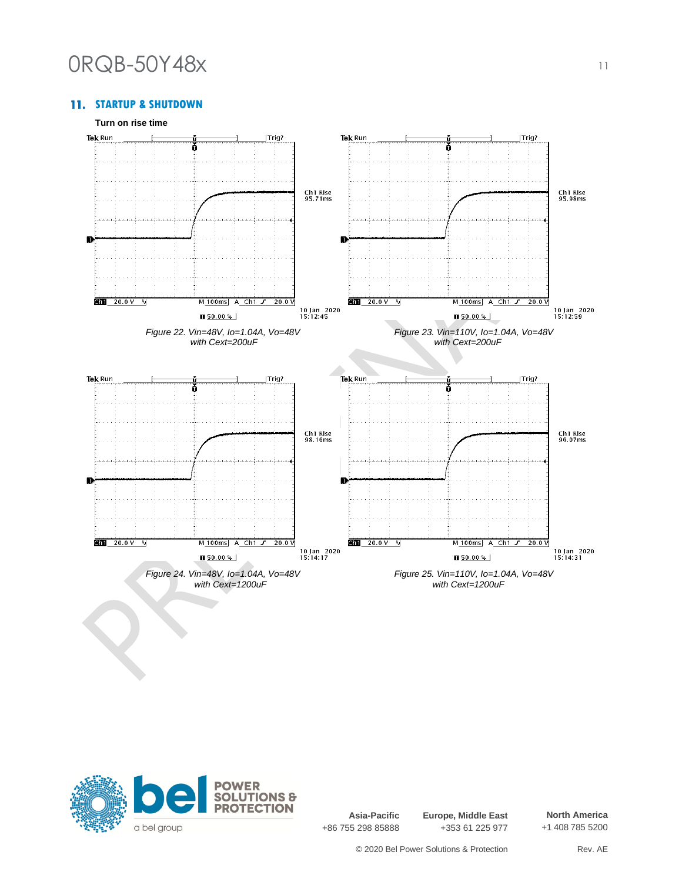## 11. STARTUP & SHUTDOWN

**Turn on rise time**

Tek Run Trig?

Ch1 Rise
95.71ms

Ch1 20.0 V M 100ms A Ch1 20.0 V
50.00 %
10 Jan 2020
15:12:45

*Figure 22. Vin=48V, Io=1.04A, Vo=48V with Cext=200uF*

Tek Run Trig?

Ch1 Rise
95.98ms

Ch1 20.0 V M 100ms A Ch1 20.0 V
50.00 %
10 Jan 2020
15:12:59

*Figure 23. Vin=110V, Io=1.04A, Vo=48V with Cext=200uF*

Tek Run Trig?

Ch1 Rise
98.16ms

Ch1 20.0 V M 100ms A Ch1 20.0 V
50.00 %
10 Jan 2020
15:14:17

*Figure 24. Vin=48V, Io=1.04A, Vo=48V with Cext=1200uF*

Tek Run Trig?

Ch1 Rise
96.07ms

Ch1 20.0 V M 100ms A Ch1 20.0 V
50.00 %
10 Jan 2020
15:14:31

*Figure 25. Vin=110V, Io=1.04A, Vo=48V with Cext=1200uF*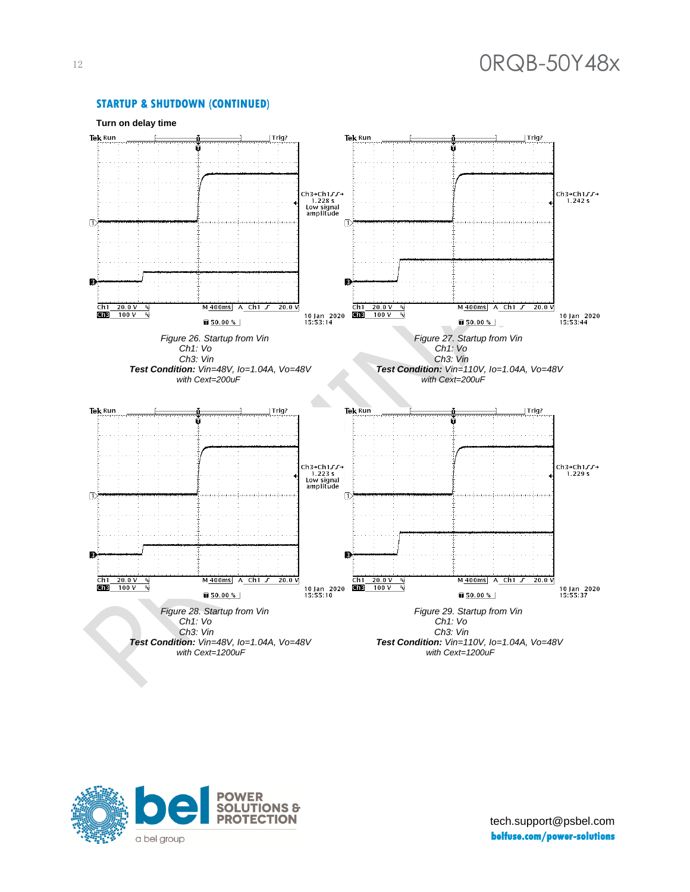## STARTUP & SHUTDOWN (CONTINUED)

**Turn on delay time**

Tek Run  Trig?

Ch3→Ch1 1.228 s Low signal amplitude

Ch1 20.0 V  Ch3 100 V  M 400ms  A Ch1 20.0 V  50.00 %  10 Jan 2020 15:53:14

*Figure 26. Startup from Vin*
*Ch1: Vo*
*Ch3: Vin*
***Test Condition:** Vin=48V, Io=1.04A, Vo=48V*
*with Cext=200uF*

Tek Run  Trig?

Ch3→Ch1 1.242 s

Ch1 20.0 V  Ch3 100 V  M 400ms  A Ch1 20.0 V  50.00 %  10 Jan 2020 15:53:44

*Figure 27. Startup from Vin*
*Ch1: Vo*
*Ch3: Vin*
***Test Condition:** Vin=110V, Io=1.04A, Vo=48V*
*with Cext=200uF*

Tek Run  Trig?

Ch3→Ch1 1.223 s Low signal amplitude

Ch1 20.0 V  Ch3 100 V  M 400ms  A Ch1 20.0 V  50.00 %  10 Jan 2020 15:55:10

*Figure 28. Startup from Vin*
*Ch1: Vo*
*Ch3: Vin*
***Test Condition:** Vin=48V, Io=1.04A, Vo=48V*
*with Cext=1200uF*

Tek Run  Trig?

Ch3→Ch1 1.229 s

Ch1 20.0 V  Ch3 100 V  M 400ms  A Ch1 20.0 V  50.00 %  10 Jan 2020 15:55:37

*Figure 29. Startup from Vin*
*Ch1: Vo*
*Ch3: Vin*
***Test Condition:** Vin=110V, Io=1.04A, Vo=48V*
*with Cext=1200uF*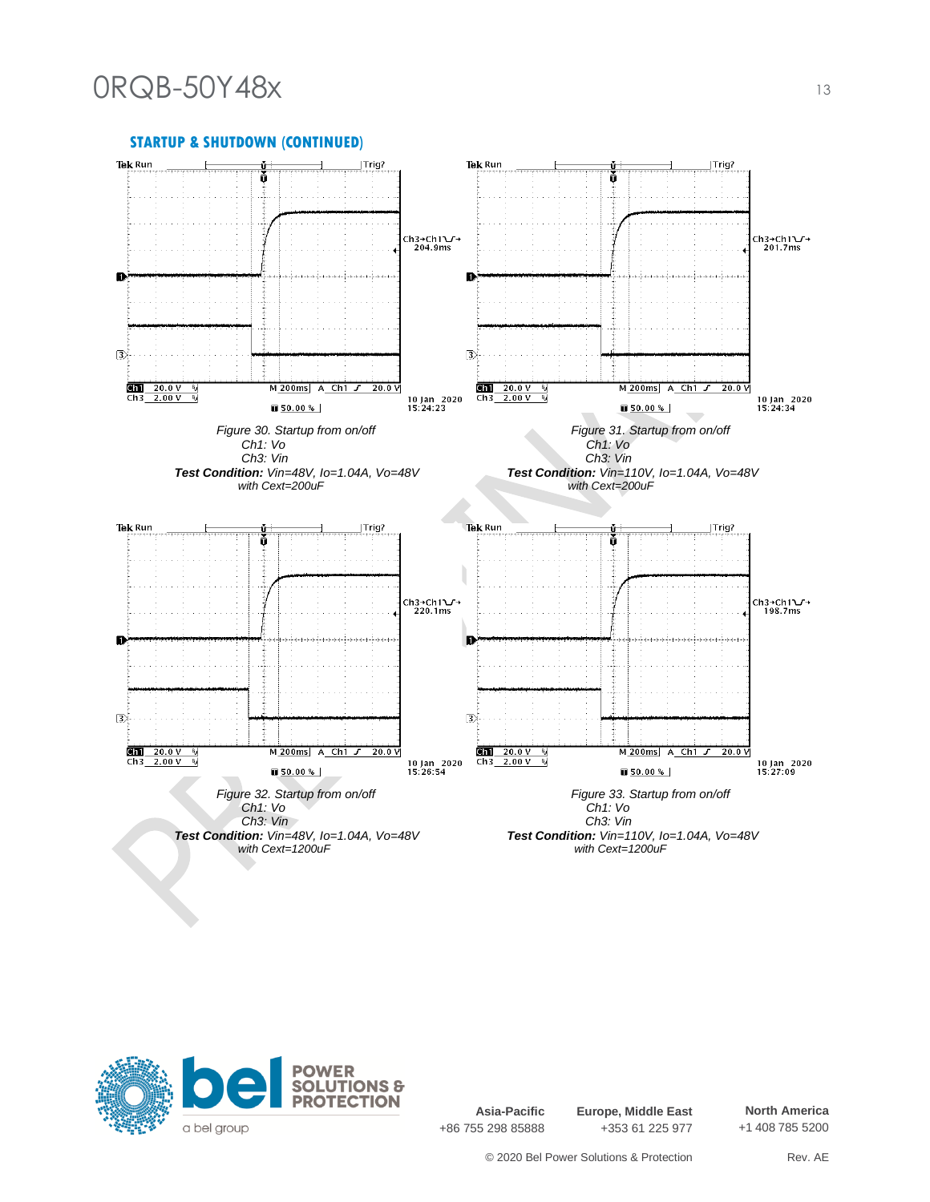## STARTUP & SHUTDOWN (CONTINUED)

Tek Run Trig?

Ch3→Ch1 204.9ms

Ch1 20.0 V Ch3 2.00 V M 200ms A Ch1 20.0 V

50.00 %

10 Jan 2020 15:24:23

*Figure 30. Startup from on/off*
*Ch1: Vo*
*Ch3: Vin*
***Test Condition:** Vin=48V, Io=1.04A, Vo=48V*
*with Cext=200uF*

Tek Run Trig?

Ch3→Ch1 201.7ms

Ch1 20.0 V Ch3 2.00 V M 200ms A Ch1 20.0 V

50.00 %

10 Jan 2020 15:24:34

*Figure 31. Startup from on/off*
*Ch1: Vo*
*Ch3: Vin*
***Test Condition:** Vin=110V, Io=1.04A, Vo=48V*
*with Cext=200uF*

Tek Run Trig?

Ch3→Ch1 220.1ms

Ch1 20.0 V Ch3 2.00 V M 200ms A Ch1 20.0 V

50.00 %

10 Jan 2020 15:26:54

*Figure 32. Startup from on/off*
*Ch1: Vo*
*Ch3: Vin*
***Test Condition:** Vin=48V, Io=1.04A, Vo=48V*
*with Cext=1200uF*

Tek Run Trig?

Ch3→Ch1 198.7ms

Ch1 20.0 V Ch3 2.00 V M 200ms A Ch1 20.0 V

50.00 %

10 Jan 2020 15:27:09

*Figure 33. Startup from on/off*
*Ch1: Vo*
*Ch3: Vin*
***Test Condition:** Vin=110V, Io=1.04A, Vo=48V*
*with Cext=1200uF*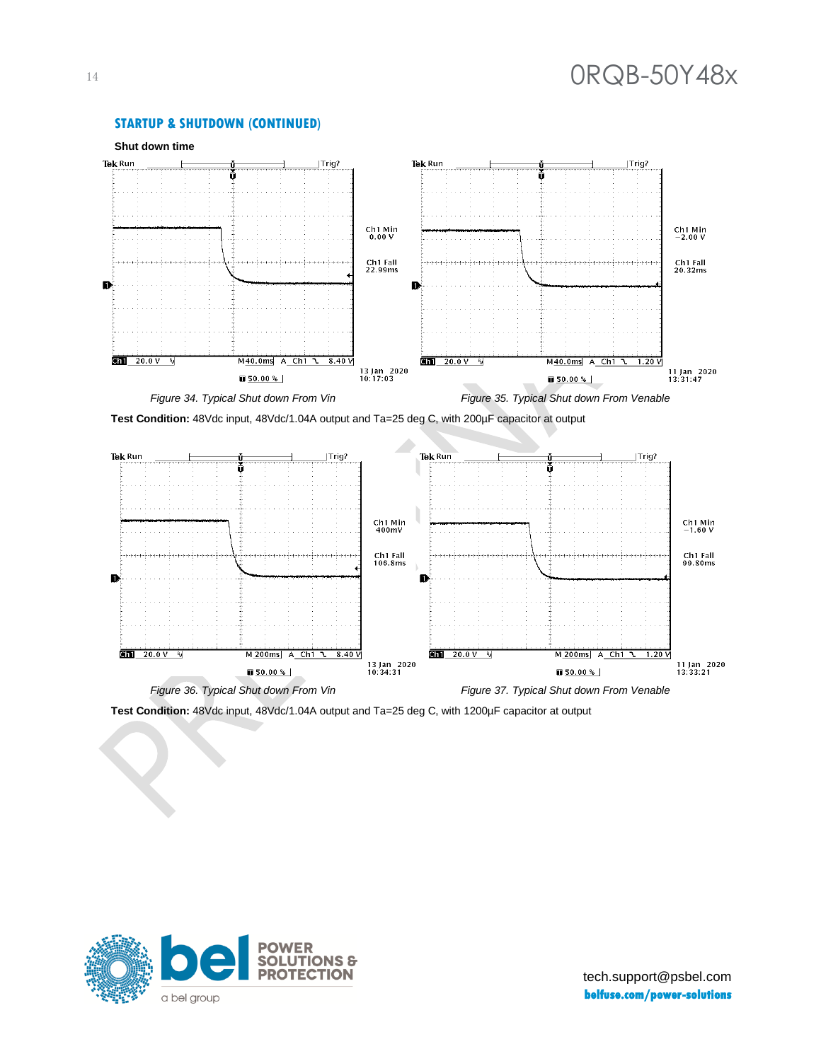## STARTUP & SHUTDOWN (CONTINUED)

**Shut down time**

Tek Run
Trig?
Ch1 Min
0.00 V
Ch1 Fall
22.99ms
Ch1 20.0 V
M40.0ms A Ch1 8.40 V
50.00 %
13 Jan 2020
10:17:03

*Figure 34. Typical Shut down From Vin*

Tek Run
Trig?
Ch1 Min
−2.00 V
Ch1 Fall
20.32ms
Ch1 20.0 V
M40.0ms A Ch1 1.20 V
50.00 %
11 Jan 2020
13:31:47

*Figure 35. Typical Shut down From Venable*

**Test Condition:** 48Vdc input, 48Vdc/1.04A output and Ta=25 deg C, with 200µF capacitor at output

Tek Run
Trig?
Ch1 Min
400mV
Ch1 Fall
106.8ms
Ch1 20.0 V
M 200ms A Ch1 8.40 V
50.00 %
13 Jan 2020
10:34:31

*Figure 36. Typical Shut down From Vin*

Tek Run
Trig?
Ch1 Min
−1.60 V
Ch1 Fall
99.80ms
Ch1 20.0 V
M 200ms A Ch1 1.20 V
50.00 %
11 Jan 2020
13:33:21

*Figure 37. Typical Shut down From Venable*

**Test Condition:** 48Vdc input, 48Vdc/1.04A output and Ta=25 deg C, with 1200µF capacitor at output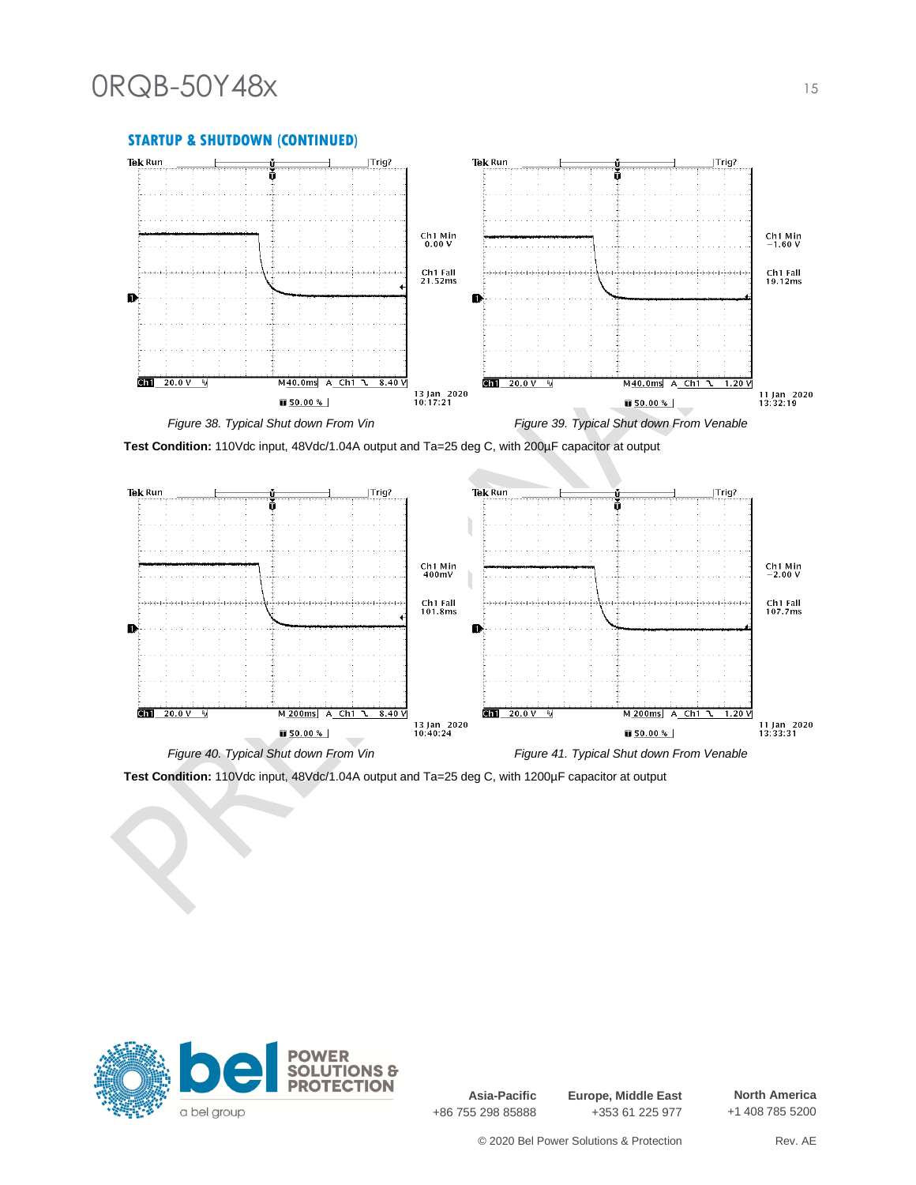### STARTUP & SHUTDOWN (CONTINUED)

Tek Run
Trig?
Ch1 Min
0.00 V
Ch1 Fall
21.52ms
Ch1 20.0 V
M40.0ms A Ch1 ↘ 8.40 V
50.00 %
13 Jan 2020
10:17:21

*Figure 38. Typical Shut down From Vin*

Tek Run
Trig?
Ch1 Min
−1.60 V
Ch1 Fall
19.12ms
Ch1 20.0 V
M40.0ms A Ch1 ↘ 1.20 V
50.00 %
11 Jan 2020
13:32:19

*Figure 39. Typical Shut down From Venable*

**Test Condition:** 110Vdc input, 48Vdc/1.04A output and Ta=25 deg C, with 200µF capacitor at output

Tek Run
Trig?
Ch1 Min
400mV
Ch1 Fall
101.8ms
Ch1 20.0 V
M 200ms A Ch1 ↘ 8.40 V
50.00 %
13 Jan 2020
10:40:24

*Figure 40. Typical Shut down From Vin*

Tek Run
Trig?
Ch1 Min
−2.00 V
Ch1 Fall
107.7ms
Ch1 20.0 V
M 200ms A Ch1 ↘ 1.20 V
50.00 %
11 Jan 2020
13:33:31

*Figure 41. Typical Shut down From Venable*

**Test Condition:** 110Vdc input, 48Vdc/1.04A output and Ta=25 deg C, with 1200µF capacitor at output

| Asia-Pacific | Europe, Middle East | North America |
|---|---|---|
| +86 755 298 85888 | +353 61 225 977 | +1 408 785 5200 |

© 2020 Bel Power Solutions & Protection

Rev. AE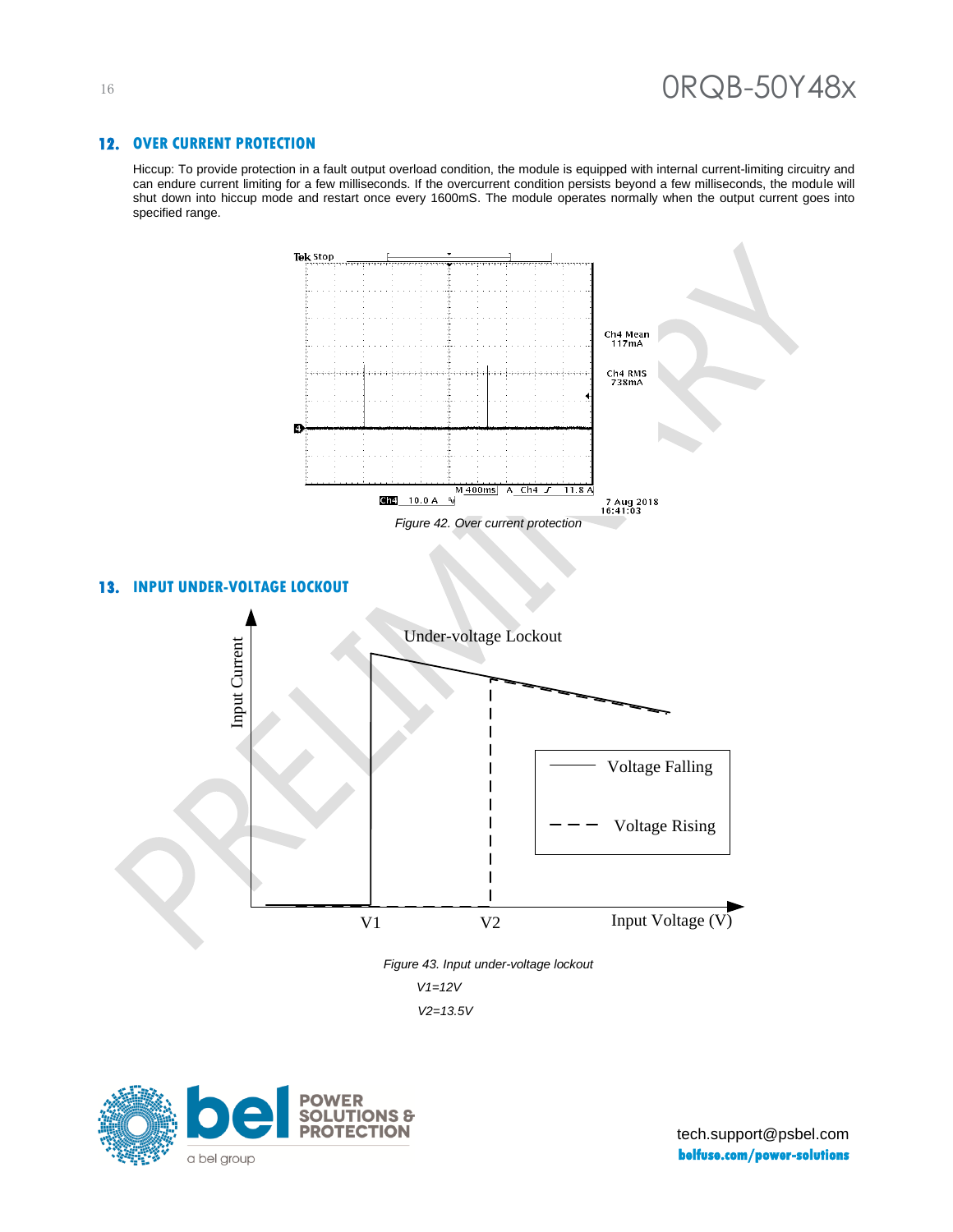## 12. OVER CURRENT PROTECTION

Hiccup: To provide protection in a fault output overload condition, the module is equipped with internal current-limiting circuitry and can endure current limiting for a few milliseconds. If the overcurrent condition persists beyond a few milliseconds, the module will shut down into hiccup mode and restart once every 1600mS. The module operates normally when the output current goes into specified range.

Tek Stop

Ch4 Mean
117mA

Ch4 RMS
738mA

M 400ms A Ch4 ʃ 11.8 A

Ch4 10.0 A

7 Aug 2018
16:41:03

*Figure 42. Over current protection*

## 13. INPUT UNDER-VOLTAGE LOCKOUT

Under-voltage Lockout

Input Current

Voltage Falling

Voltage Rising

V1

V2

Input Voltage (V)

*Figure 43. Input under-voltage lockout*

*V1=12V*

*V2=13.5V*

tech.support@psbel.com

**belfuse.com/power-solutions**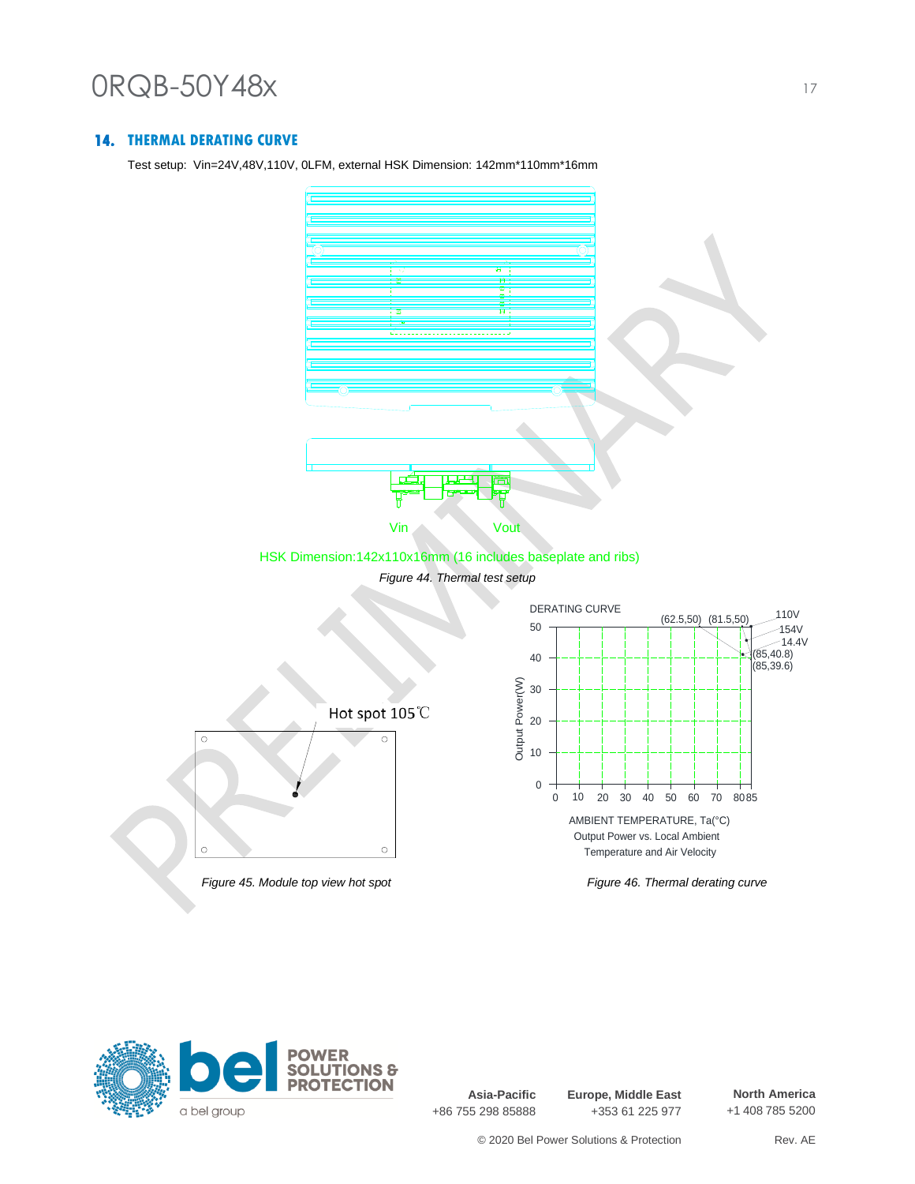## 14. THERMAL DERATING CURVE

Test setup: Vin=24V,48V,110V, 0LFM, external HSK Dimension: 142mm*110mm*16mm

Vin

Vout

HSK Dimension:142x110x16mm (16 includes baseplate and ribs)

*Figure 44. Thermal test setup*

Hot spot 105℃

*Figure 45. Module top view hot spot*

DERATING CURVE

(62.5,50) (81.5,50)

110V

154V

14.4V

(85,40.8)

(85,39.6)

Output Power(W)

50

40

30

20

10

0

0 10 20 30 40 50 60 70 80 85

AMBIENT TEMPERATURE, Ta(°C)

Output Power vs. Local Ambient Temperature and Air Velocity

*Figure 46. Thermal derating curve*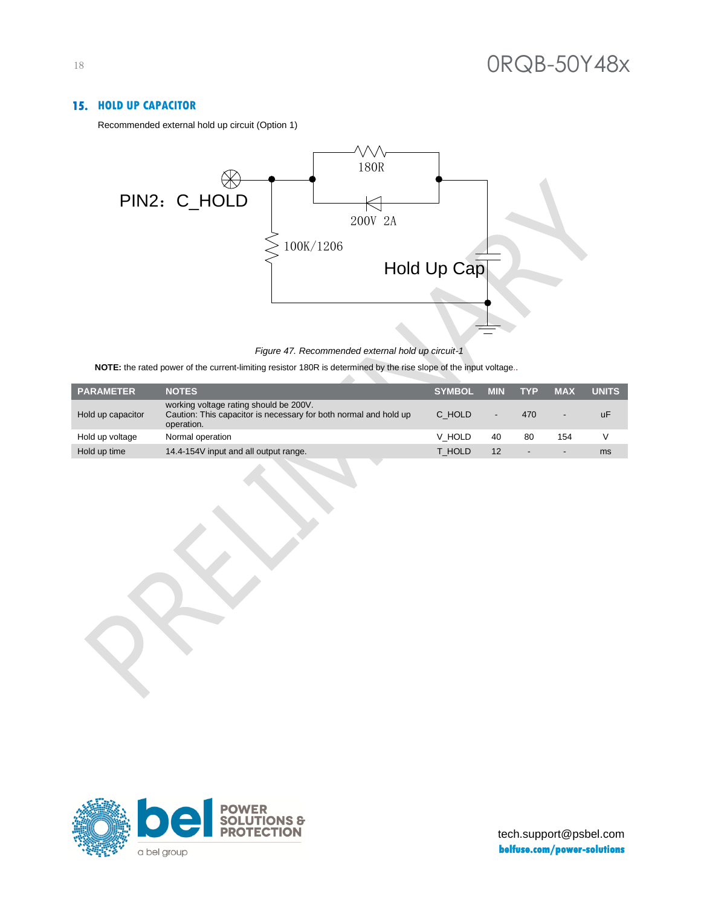## 15. HOLD UP CAPACITOR

Recommended external hold up circuit (Option 1)

PIN2：C_HOLD

180R

200V 2A

100K/1206

Hold Up Cap

*Figure 47. Recommended external hold up circuit-1*

**NOTE:** the rated power of the current-limiting resistor 180R is determined by the rise slope of the input voltage..

| PARAMETER | NOTES | SYMBOL | MIN | TYP | MAX | UNITS |
|---|---|---|---|---|---|---|
| Hold up capacitor | working voltage rating should be 200V. Caution: This capacitor is necessary for both normal and hold up operation. | C_HOLD | - | 470 | - | uF |
| Hold up voltage | Normal operation | V_HOLD | 40 | 80 | 154 | V |
| Hold up time | 14.4-154V input and all output range. | T_HOLD | 12 | - | - | ms |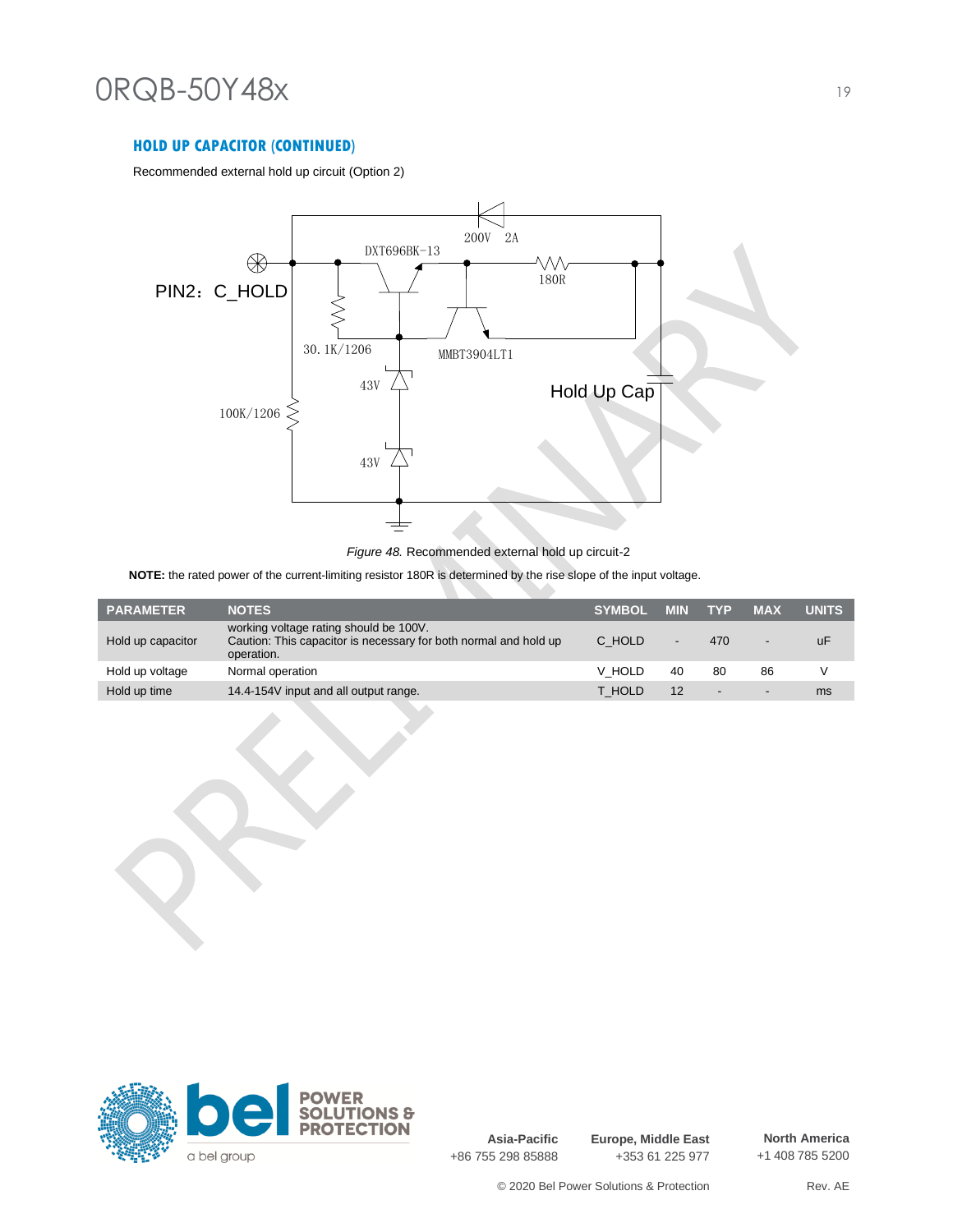### HOLD UP CAPACITOR (CONTINUED)

Recommended external hold up circuit (Option 2)

200V 2A

DXT696BK-13

PIN2：C_HOLD

180R

30.1K/1206

MMBT3904LT1

43V

Hold Up Cap

100K/1206

43V

*Figure 48.* Recommended external hold up circuit-2

**NOTE:** the rated power of the current-limiting resistor 180R is determined by the rise slope of the input voltage.

| PARAMETER | NOTES | SYMBOL | MIN | TYP | MAX | UNITS |
|---|---|---|---|---|---|---|
| Hold up capacitor | working voltage rating should be 100V. Caution: This capacitor is necessary for both normal and hold up operation. | C_HOLD | - | 470 | - | uF |
| Hold up voltage | Normal operation | V_HOLD | 40 | 80 | 86 | V |
| Hold up time | 14.4-154V input and all output range. | T_HOLD | 12 | - | - | ms |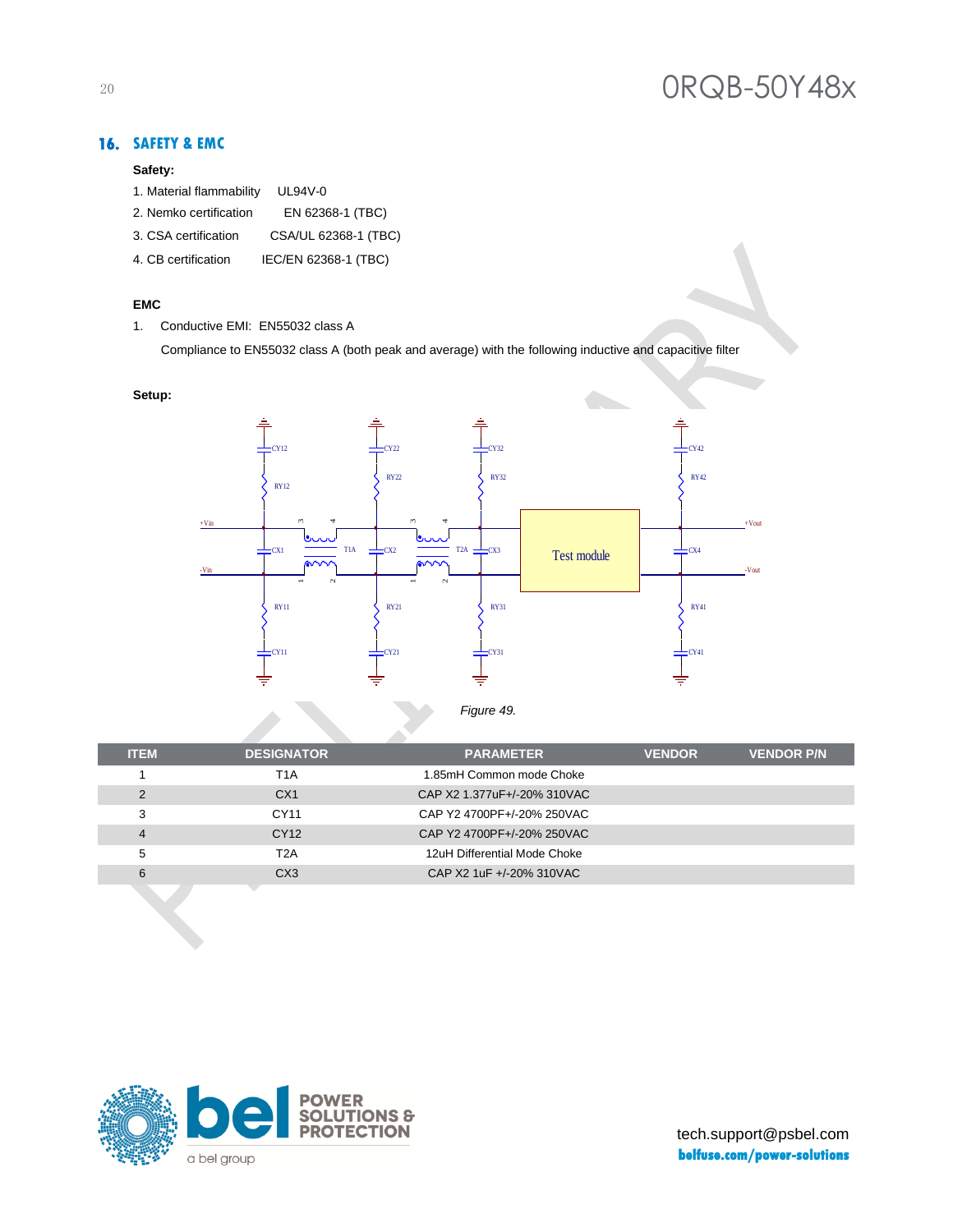## 16. SAFETY & EMC

**Safety:**

1. Material flammability UL94V-0
2. Nemko certification EN 62368-1 (TBC)
3. CSA certification CSA/UL 62368-1 (TBC)
4. CB certification IEC/EN 62368-1 (TBC)

**EMC**

1. Conductive EMI: EN55032 class A

   Compliance to EN55032 class A (both peak and average) with the following inductive and capacitive filter

**Setup:**

CY12 CY22 CY32 CY42
RY12 RY22 RY32 RY42
+Vin T1A T2A +Vout
CX1 CX2 CX3 Test module CX4
-Vin -Vout
RY11 RY21 RY31 RY41
CY11 CY21 CY31 CY41

*Figure 49.*

| ITEM | DESIGNATOR | PARAMETER | VENDOR | VENDOR P/N |
|---|---|---|---|---|
| 1 | T1A | 1.85mH Common mode Choke | | |
| 2 | CX1 | CAP X2 1.377uF+/-20% 310VAC | | |
| 3 | CY11 | CAP Y2 4700PF+/-20% 250VAC | | |
| 4 | CY12 | CAP Y2 4700PF+/-20% 250VAC | | |
| 5 | T2A | 12uH Differential Mode Choke | | |
| 6 | CX3 | CAP X2 1uF +/-20% 310VAC | | |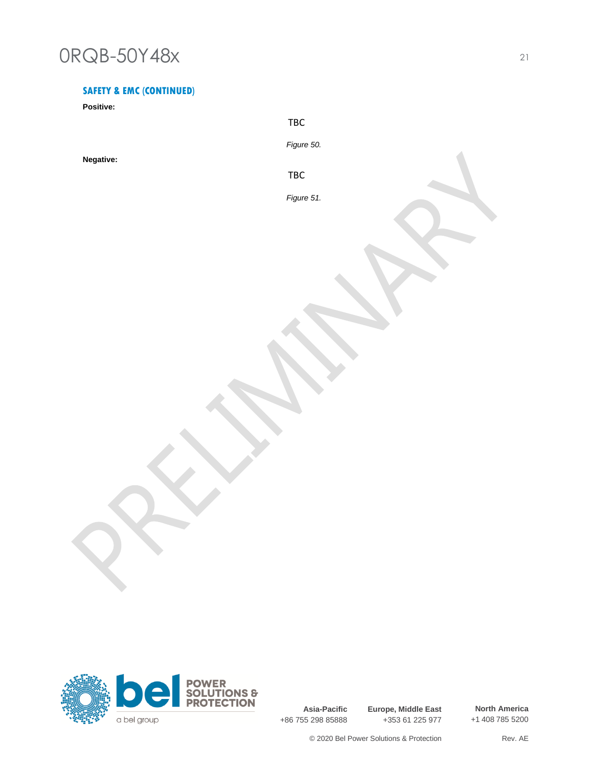## SAFETY & EMC (CONTINUED)

**Positive:**

TBC

*Figure 50.*

**Negative:**

TBC

*Figure 51.*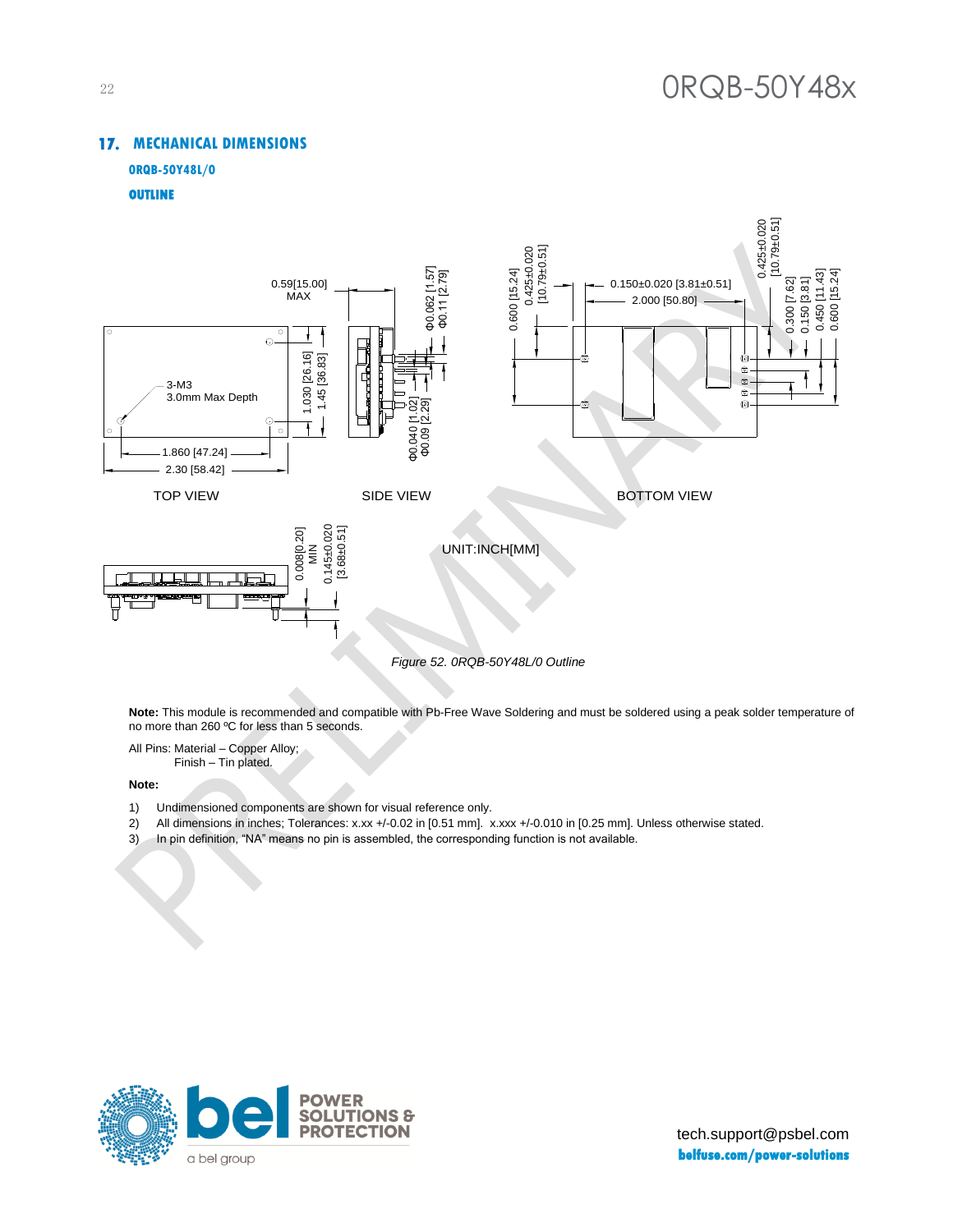## 17. MECHANICAL DIMENSIONS

### 0RQB-50Y48L/0

### OUTLINE

0.59[15.00]
MAX

Φ0.062 [1.57]
Φ0.11 [2.79]

0.600 [15.24]
0.425±0.020
[10.79±0.51]

0.150±0.020 [3.81±0.51]
2.000 [50.80]

0.425±0.020
[10.79±0.51]

0.300 [7.62]
0.150 [3.81]
0.450 [11.43]
0.600 [15.24]

1.030 [26.16]
1.45 [36.83]

3-M3
3.0mm Max Depth

1.860 [47.24]
2.30 [58.42]

Φ0.040 [1.02]
Φ0.09 [2.29]

TOP VIEW

SIDE VIEW

BOTTOM VIEW

0.008[0.20]
MIN
0.145±0.020
[3.68±0.51]

UNIT:INCH[MM]

*Figure 52. 0RQB-50Y48L/0 Outline*

**Note:** This module is recommended and compatible with Pb-Free Wave Soldering and must be soldered using a peak solder temperature of no more than 260 ºC for less than 5 seconds.

All Pins: Material – Copper Alloy;
Finish – Tin plated.

**Note:**

1) Undimensioned components are shown for visual reference only.
2) All dimensions in inches; Tolerances: x.xx +/-0.02 in [0.51 mm]. x.xxx +/-0.010 in [0.25 mm]. Unless otherwise stated.
3) In pin definition, "NA" means no pin is assembled, the corresponding function is not available.

tech.support@psbel.com
**belfuse.com/power-solutions**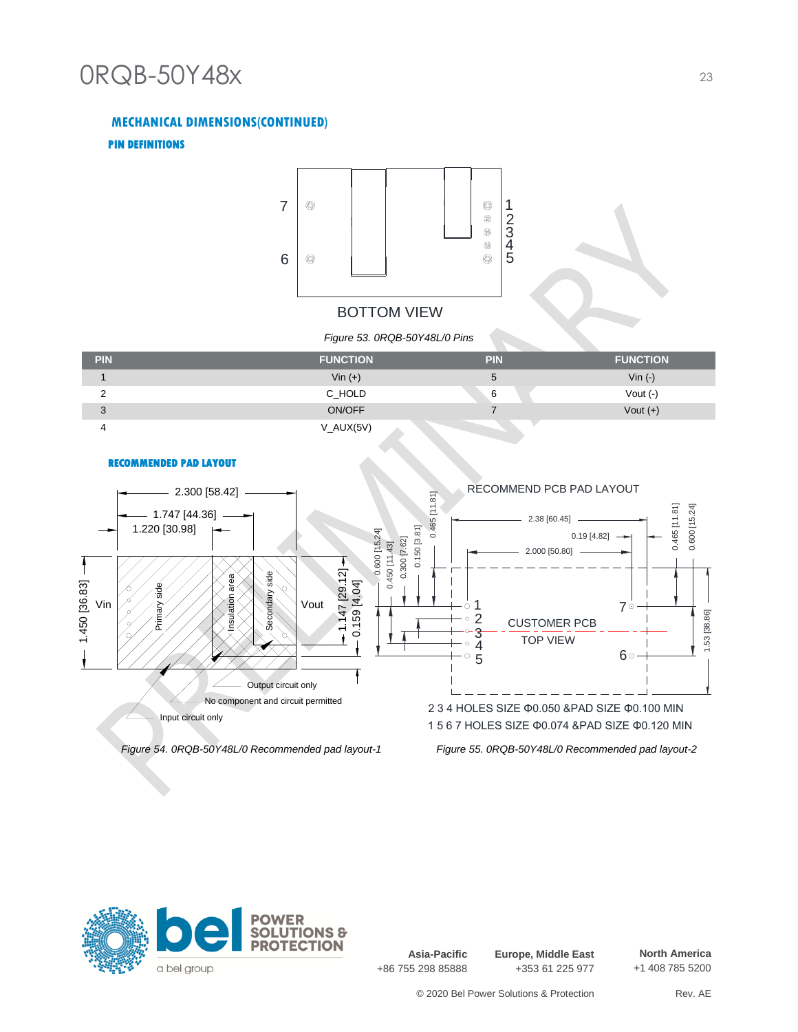### MECHANICAL DIMENSIONS(CONTINUED)

#### PIN DEFINITIONS

7
6
1
2
3
4
5

BOTTOM VIEW

*Figure 53. 0RQB-50Y48L/0 Pins*

| PIN | FUNCTION | PIN | FUNCTION |
|---|---|---|---|
| 1 | Vin (+) | 5 | Vin (-) |
| 2 | C_HOLD | 6 | Vout (-) |
| 3 | ON/OFF | 7 | Vout (+) |
| 4 | V_AUX(5V) | | |

#### RECOMMENDED PAD LAYOUT

2.300 [58.42]
1.747 [44.36]
1.220 [30.98]
1.450 [36.83]
Vin
Primary side
Insulation area
Secondary side
Vout
1.147 [29.12]
0.159 [4.04]
Output circuit only
No component and circuit permitted
Input circuit only

*Figure 54. 0RQB-50Y48L/0 Recommended pad layout-1*

RECOMMEND PCB PAD LAYOUT
2.38 [60.45]
0.19 [4.82]
2.000 [50.80]
0.600 [15.24]
0.450 [11.43]
0.300 [7.62]
0.150 [3.81]
0.465 [11.81]
0.465 [11.81]
0.600 [15.24]
1.53 [38.86]
CUSTOMER PCB
TOP VIEW

2 3 4 HOLES SIZE Φ0.050 &PAD SIZE Φ0.100 MIN
1 5 6 7 HOLES SIZE Φ0.074 &PAD SIZE Φ0.120 MIN

*Figure 55. 0RQB-50Y48L/0 Recommended pad layout-2*

Asia-Pacific
+86 755 298 85888

Europe, Middle East
+353 61 225 977

North America
+1 408 785 5200

© 2020 Bel Power Solutions & Protection

Rev. AE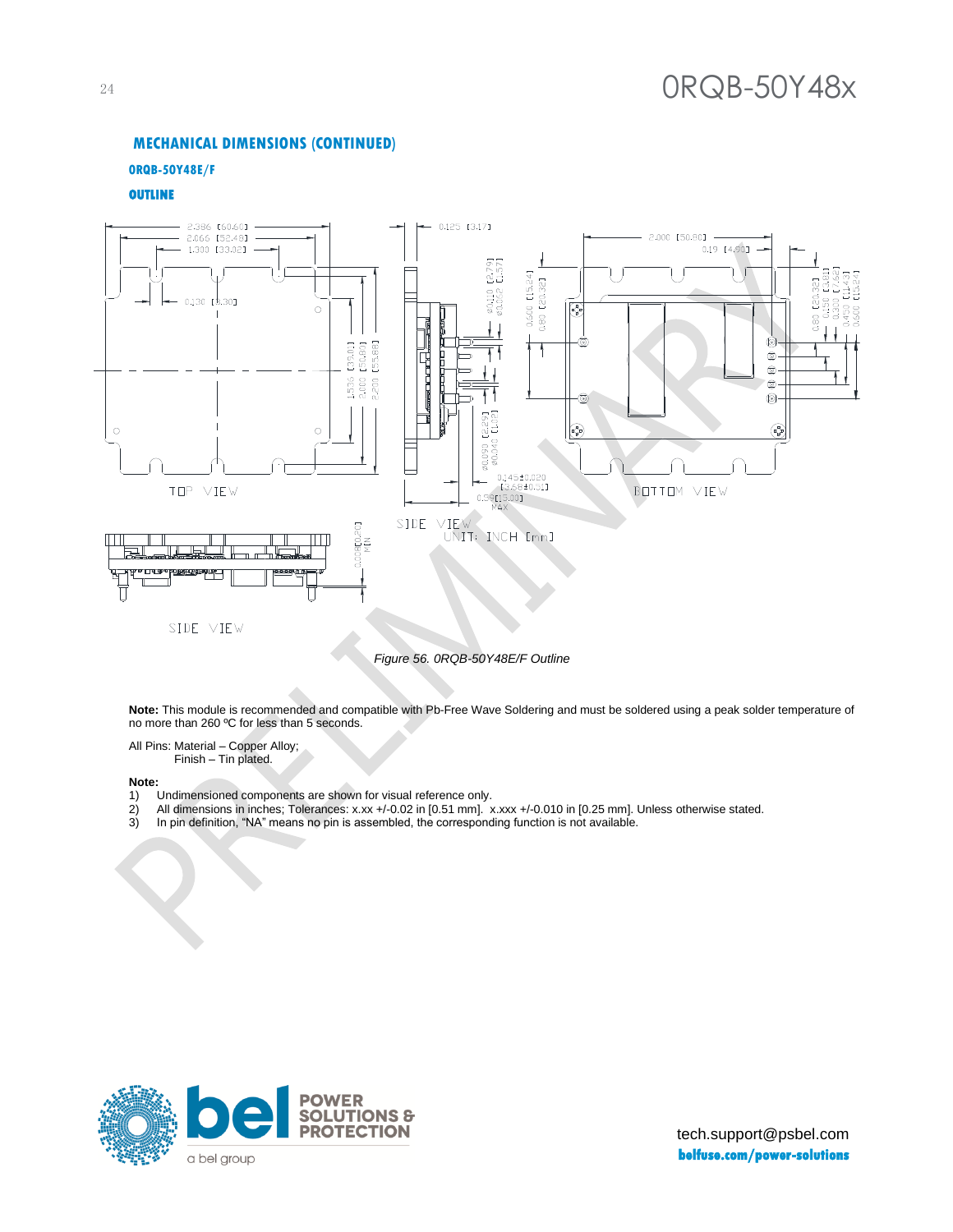### MECHANICAL DIMENSIONS (CONTINUED)

**0RQB-50Y48E/F**

**OUTLINE**

2.386 [60.60]
2.066 [52.48]
1.300 [33.02]
0.130 [3.30]
1.536 [39.01]
2.000 [50.80]
2.200 [55.88]
TOP VIEW

0.125 [3.17]
Ø0.110 [2.79]
Ø0.062 [1.57]
Ø0.090 [2.29]
Ø0.040 [1.02]
0.145±0.020 [3.68±0.51]
0.59 [15.00] MAX
SIDE VIEW
UNIT: INCH [mm]

2.000 [50.80]
0.19 [4.80]
0.600 [15.24]
0.80 [20.32]
0.80 [20.32]
0.150 [3.81]
0.300 [7.62]
0.450 [11.43]
0.600 [15.24]
BOTTOM VIEW

0.008 [0.20] MIN
SIDE VIEW

*Figure 56. 0RQB-50Y48E/F Outline*

**Note:** This module is recommended and compatible with Pb-Free Wave Soldering and must be soldered using a peak solder temperature of no more than 260 ºC for less than 5 seconds.

All Pins: Material – Copper Alloy;
Finish – Tin plated.

**Note:**
1) Undimensioned components are shown for visual reference only.
2) All dimensions in inches; Tolerances: x.xx +/-0.02 in [0.51 mm]. x.xxx +/-0.010 in [0.25 mm]. Unless otherwise stated.
3) In pin definition, "NA" means no pin is assembled, the corresponding function is not available.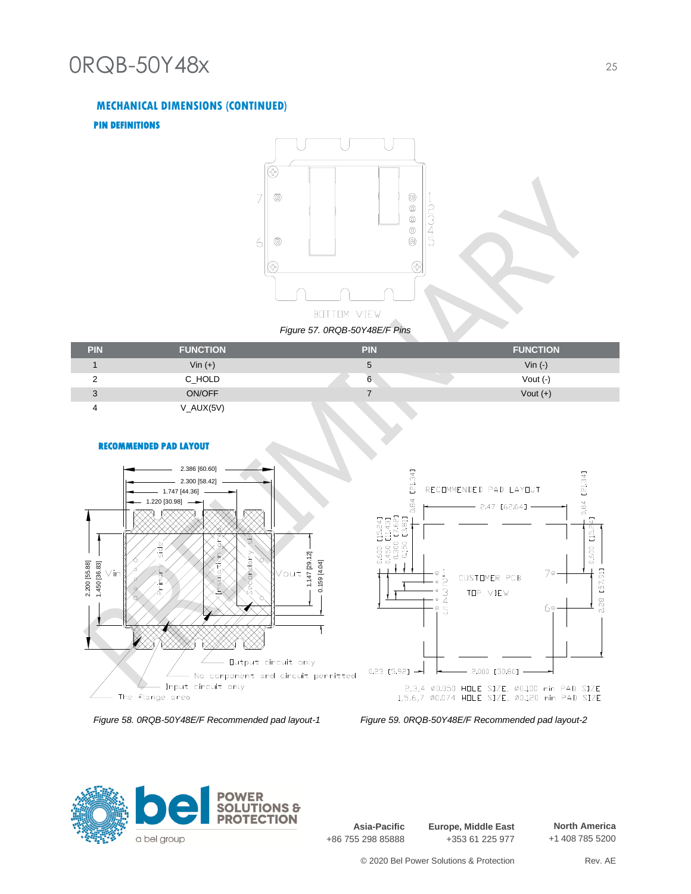## MECHANICAL DIMENSIONS (CONTINUED)

### PIN DEFINITIONS

BOTTOM VIEW

7
6
1
2
3
4
5

*Figure 57. 0RQB-50Y48E/F Pins*

| PIN | FUNCTION | PIN | FUNCTION |
|---|---|---|---|
| 1 | Vin (+) | 5 | Vin (-) |
| 2 | C_HOLD | 6 | Vout (-) |
| 3 | ON/OFF | 7 | Vout (+) |
| 4 | V_AUX(5V) | | |

### RECOMMENDED PAD LAYOUT

2.386 [60.60]
2.300 [58.42]
1.747 [44.36]
1.220 [30.98]
2.200 [55.88]
1.450 [36.83]
1.147 [29.12]
0.159 [4.04]
Vin
Vout
Primary side
Insulation area
Secondary side
Output circuit only
No component and circuit permitted
Input circuit only
The flange area

*Figure 58. 0RQB-50Y48E/F Recommended pad layout-1*

RECOMMENDED PAD LAYOUT
0.84 [21.34]
2.47 [62.64]
0.84 [21.34]
0.600 [15.24]
0.450 [11.43]
0.300 [7.62]
0.150 [3.81]
0.600 [15.24]
2.28 [57.91]
CUSTOMER PCB
TOP VIEW
1
2
3
4
5
7
6
0.23 [5.92]
2.000 [50.80]
2,3,4 Ø0.050 HOLE SIZE, Ø0.100 min PAD SIZE
1,5,6,7 Ø0.074 HOLE SIZE, Ø0.120 min PAD SIZE

*Figure 59. 0RQB-50Y48E/F Recommended pad layout-2*

Asia-Pacific
+86 755 298 85888

Europe, Middle East
+353 61 225 977

North America
+1 408 785 5200

© 2020 Bel Power Solutions & Protection

Rev. AE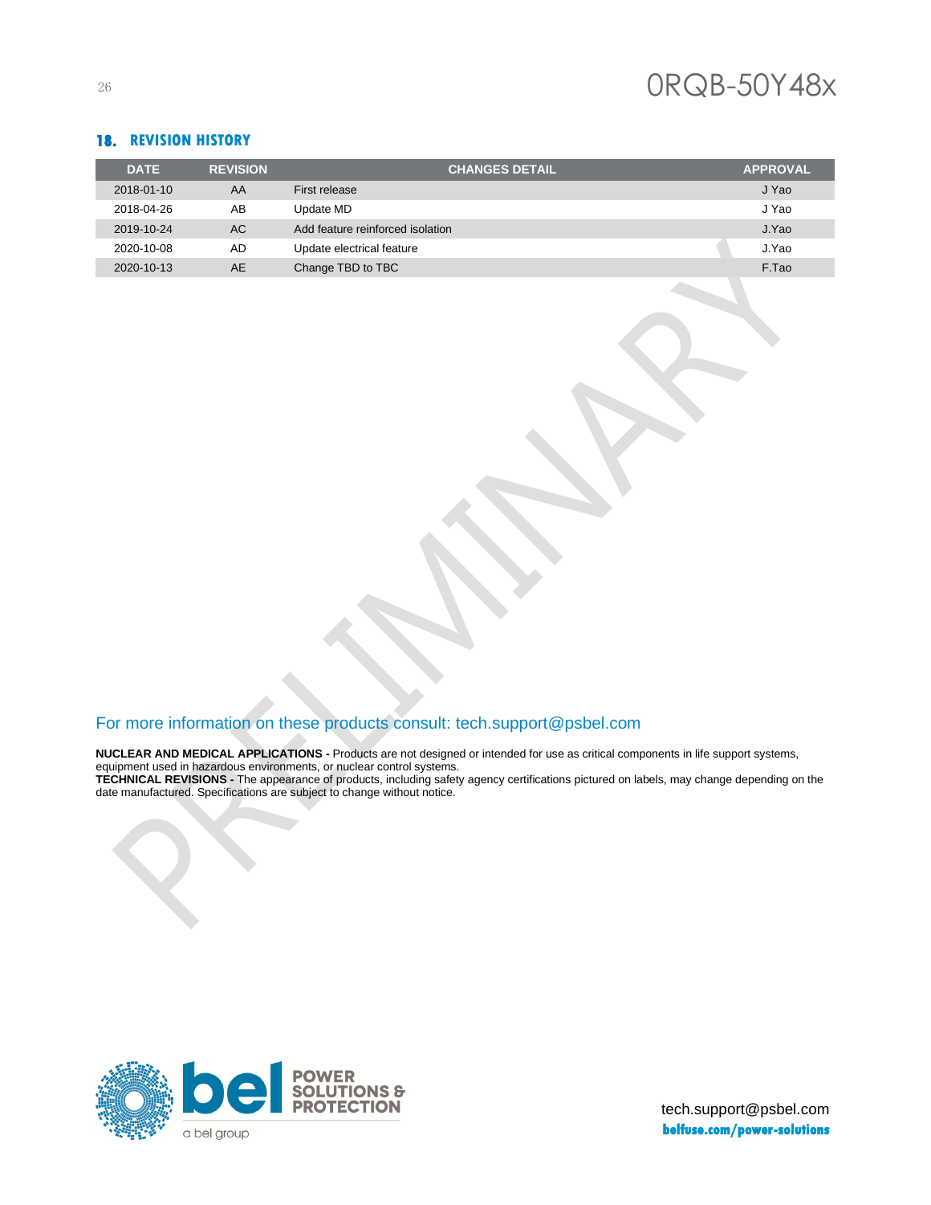## 18. REVISION HISTORY

| DATE | REVISION | CHANGES DETAIL | APPROVAL |
|---|---|---|---|
| 2018-01-10 | AA | First release | J Yao |
| 2018-04-26 | AB | Update MD | J Yao |
| 2019-10-24 | AC | Add feature reinforced isolation | J.Yao |
| 2020-10-08 | AD | Update electrical feature | J.Yao |
| 2020-10-13 | AE | Change TBD to TBC | F.Tao |

For more information on these products consult: tech.support@psbel.com

**NUCLEAR AND MEDICAL APPLICATIONS -** Products are not designed or intended for use as critical components in life support systems, equipment used in hazardous environments, or nuclear control systems.
**TECHNICAL REVISIONS -** The appearance of products, including safety agency certifications pictured on labels, may change depending on the date manufactured. Specifications are subject to change without notice.

tech.support@psbel.com
**belfuse.com/power-solutions**